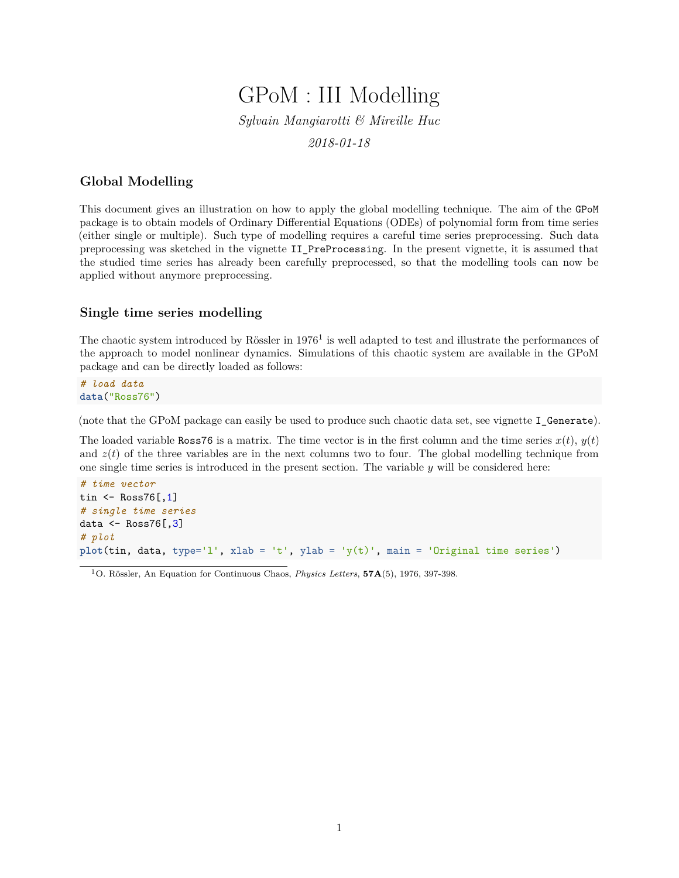# GPoM : III Modelling

*Sylvain Mangiarotti & Mireille Huc*

*2018-01-18*

## Global Modelling

This document gives an illustration on how to apply the global modelling technique. The aim of the `GPoM` package is to obtain models of Ordinary Differential Equations (ODEs) of polynomial form from time series (either single or multiple). Such type of modelling requires a careful time series preprocessing. Such data preprocessing was sketched in the vignette `II_PreProcessing`. In the present vignette, it is assumed that the studied time series has already been carefully preprocessed, so that the modelling tools can now be applied without anymore preprocessing.

## Single time series modelling

The chaotic system introduced by Rössler in 1976[1] is well adapted to test and illustrate the performances of the approach to model nonlinear dynamics. Simulations of this chaotic system are available in the GPoM package and can be directly loaded as follows:

```
# load data
data("Ross76")
```

(note that the GPoM package can easily be used to produce such chaotic data set, see vignette `I_Generate`).

The loaded variable `Ross76` is a matrix. The time vector is in the first column and the time series $x(t)$, $y(t)$ and $z(t)$ of the three variables are in the next columns two to four. The global modelling technique from one single time series is introduced in the present section. The variable $y$ will be considered here:

```
# time vector
tin <- Ross76[,1]
# single time series
data <- Ross76[,3]
# plot
plot(tin, data, type='l', xlab = 't', ylab = 'y(t)', main = 'Original time series')
```

[1] O. Rössler, An Equation for Continuous Chaos, *Physics Letters*, **57A**(5), 1976, 397-398.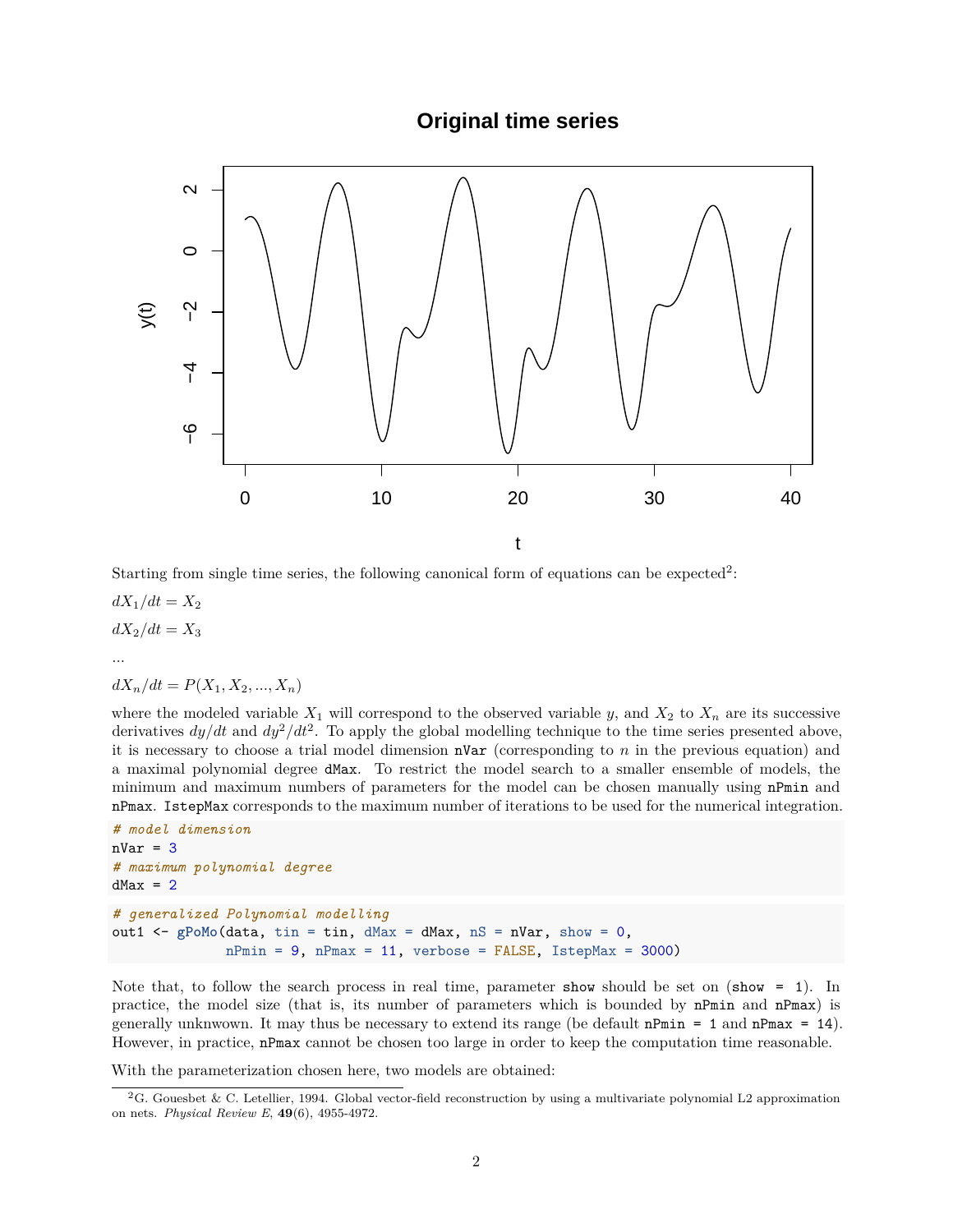**Original time series**

y(t)

2
0
−2
−4
−6

0 10 20 30 40

t

Starting from single time series, the following canonical form of equations can be expected[2]:

$dX_1/dt = X_2$

$dX_2/dt = X_3$

...

$dX_n/dt = P(X_1, X_2, ..., X_n)$

where the modeled variable $X_1$ will correspond to the observed variable $y$, and $X_2$ to $X_n$ are its successive derivatives $dy/dt$ and $dy^2/dt^2$. To apply the global modelling technique to the time series presented above, it is necessary to choose a trial model dimension `nVar` (corresponding to $n$ in the previous equation) and a maximal polynomial degree `dMax`. To restrict the model search to a smaller ensemble of models, the minimum and maximum numbers of parameters for the model can be chosen manually using `nPmin` and `nPmax`. `IstepMax` corresponds to the maximum number of iterations to be used for the numerical integration.

```
# model dimension
nVar = 3
# maximum polynomial degree
dMax = 2
```

```
# generalized Polynomial modelling
out1 <- gPoMo(data, tin = tin, dMax = dMax, nS = nVar, show = 0,
              nPmin = 9, nPmax = 11, verbose = FALSE, IstepMax = 3000)
```

Note that, to follow the search process in real time, parameter `show` should be set on (`show = 1`). In practice, the model size (that is, its number of parameters which is bounded by `nPmin` and `nPmax`) is generally unknwown. It may thus be necessary to extend its range (be default `nPmin = 1` and `nPmax = 14`). However, in practice, `nPmax` cannot be chosen too large in order to keep the computation time reasonable.

With the parameterization chosen here, two models are obtained:

[2] G. Gouesbet & C. Letellier, 1994. Global vector-field reconstruction by using a multivariate polynomial L2 approximation on nets. *Physical Review E*, **49**(6), 4955-4972.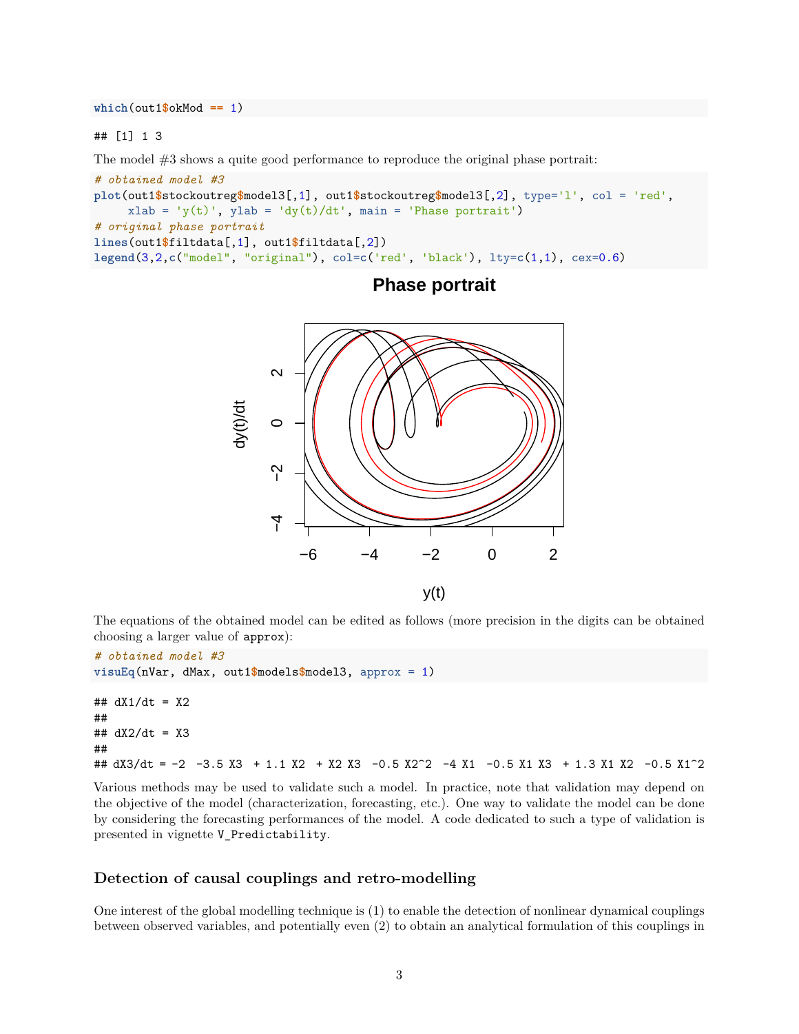```r
which(out1$okMod == 1)
```

```
## [1] 1 3
```

The model #3 shows a quite good performance to reproduce the original phase portrait:

```r
# obtained model #3
plot(out1$stockoutreg$model3[,1], out1$stockoutreg$model3[,2], type='l', col = 'red',
     xlab = 'y(t)', ylab = 'dy(t)/dt', main = 'Phase portrait')
# original phase portrait
lines(out1$filtdata[,1], out1$filtdata[,2])
legend(3,2,c("model", "original"), col=c('red', 'black'), lty=c(1,1), cex=0.6)
```

Phase portrait

dy(t)/dt

y(t)

−6
−4
−2
0
2

−4
−2
0
2

The equations of the obtained model can be edited as follows (more precision in the digits can be obtained choosing a larger value of `approx`):

```r
# obtained model #3
visuEq(nVar, dMax, out1$models$model3, approx = 1)
```

```
## dX1/dt = X2
##
## dX2/dt = X3
##
## dX3/dt = -2  -3.5 X3  + 1.1 X2  + X2 X3  -0.5 X2^2  -4 X1  -0.5 X1 X3  + 1.3 X1 X2  -0.5 X1^2
```

Various methods may be used to validate such a model. In practice, note that validation may depend on the objective of the model (characterization, forecasting, etc.). One way to validate the model can be done by considering the forecasting performances of the model. A code dedicated to such a type of validation is presented in vignette `V_Predictability`.

### Detection of causal couplings and retro-modelling

One interest of the global modelling technique is (1) to enable the detection of nonlinear dynamical couplings between observed variables, and potentially even (2) to obtain an analytical formulation of this couplings in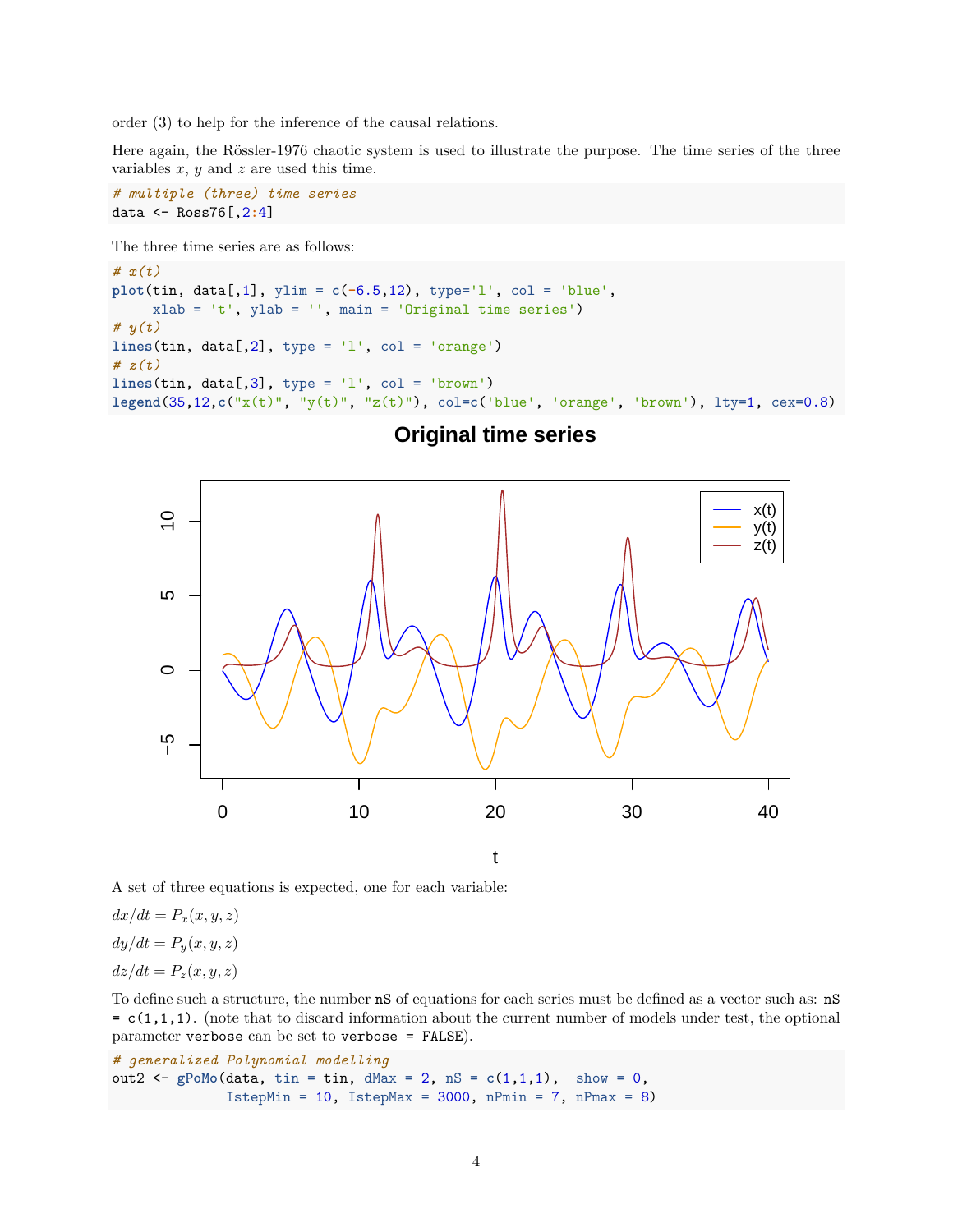order (3) to help for the inference of the causal relations.

Here again, the Rössler-1976 chaotic system is used to illustrate the purpose. The time series of the three variables $x$, $y$ and $z$ are used this time.

```
# multiple (three) time series
data <- Ross76[,2:4]
```

The three time series are as follows:

```
# x(t)
plot(tin, data[,1], ylim = c(-6.5,12), type='l', col = 'blue',
     xlab = 't', ylab = '', main = 'Original time series')
# y(t)
lines(tin, data[,2], type = 'l', col = 'orange')
# z(t)
lines(tin, data[,3], type = 'l', col = 'brown')
legend(35,12,c("x(t)", "y(t)", "z(t)"), col=c('blue', 'orange', 'brown'), lty=1, cex=0.8)
```

Original time series

x(t)
y(t)
z(t)

10
5
0
−5

0 10 20 30 40

t

A set of three equations is expected, one for each variable:

$dx/dt = P_x(x, y, z)$

$dy/dt = P_y(x, y, z)$

$dz/dt = P_z(x, y, z)$

To define such a structure, the number `nS` of equations for each series must be defined as a vector such as: `nS = c(1,1,1)`. (note that to discard information about the current number of models under test, the optional parameter `verbose` can be set to `verbose = FALSE`).

```
# generalized Polynomial modelling
out2 <- gPoMo(data, tin = tin, dMax = 2, nS = c(1,1,1),  show = 0,
              IstepMin = 10, IstepMax = 3000, nPmin = 7, nPmax = 8)
```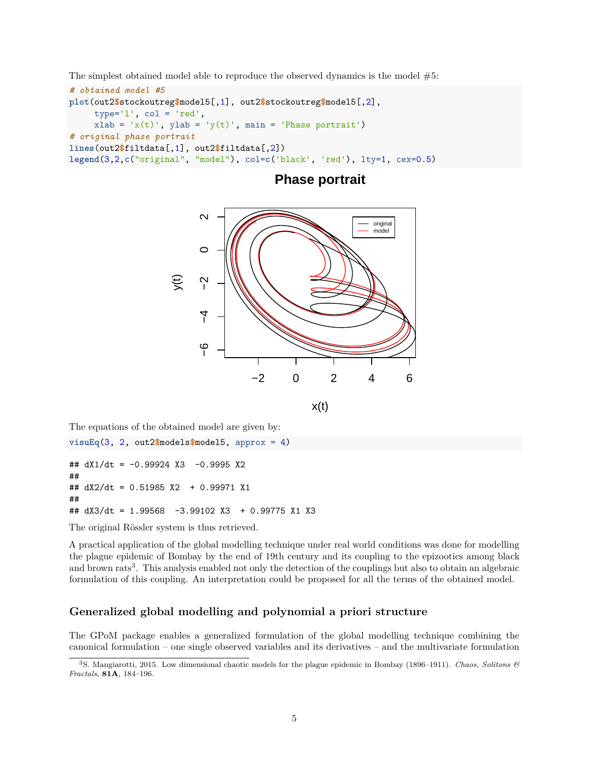The simplest obtained model able to reproduce the observed dynamics is the model #5:

```
# obtained model #5
plot(out2$stockoutreg$model5[,1], out2$stockoutreg$model5[,2],
     type='l', col = 'red',
     xlab = 'x(t)', ylab = 'y(t)', main = 'Phase portrait')
# original phase portrait
lines(out2$filtdata[,1], out2$filtdata[,2])
legend(3,2,c("original", "model"), col=c('black', 'red'), lty=1, cex=0.5)
```

Phase portrait

original
model

y(t)

2
0
−2
−4
−6

−2
0
2
4
6

x(t)

The equations of the obtained model are given by:

```
visuEq(3, 2, out2$models$model5, approx = 4)
```

```
## dX1/dt = -0.99924 X3  -0.9995 X2
##
## dX2/dt = 0.51985 X2  + 0.99971 X1
##
## dX3/dt = 1.99568  -3.99102 X3  + 0.99775 X1 X3
```

The original Rössler system is thus retrieved.

A practical application of the global modelling technique under real world conditions was done for modelling the plague epidemic of Bombay by the end of 19th century and its coupling to the epizootics among black and brown rats[3]. This analysis enabled not only the detection of the couplings but also to obtain an algebraic formulation of this coupling. An interpretation could be proposed for all the terms of the obtained model.

### Generalized global modelling and polynomial a priori structure

The GPoM package enables a generalized formulation of the global modelling technique combining the canonical formulation – one single observed variables and its derivatives – and the multivariate formulation

[3] S. Mangiarotti, 2015. Low dimensional chaotic models for the plague epidemic in Bombay (1896–1911). *Chaos, Solitons & Fractals*, **81A**, 184–196.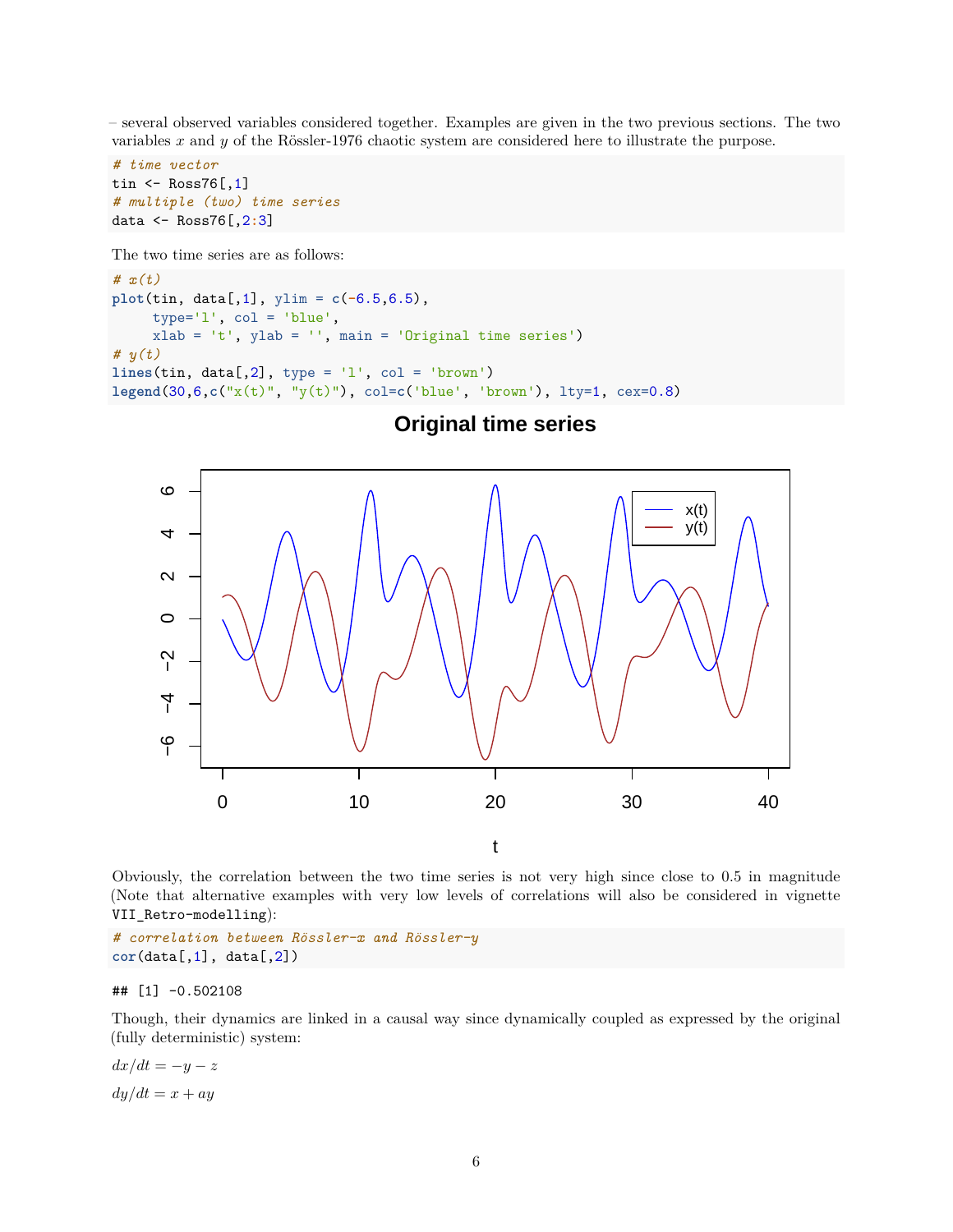– several observed variables considered together. Examples are given in the two previous sections. The two variables $x$ and $y$ of the Rössler-1976 chaotic system are considered here to illustrate the purpose.

```
# time vector
tin <- Ross76[,1]
# multiple (two) time series
data <- Ross76[,2:3]
```

The two time series are as follows:

```
# x(t)
plot(tin, data[,1], ylim = c(-6.5,6.5),
     type='l', col = 'blue',
     xlab = 't', ylab = '', main = 'Original time series')
# y(t)
lines(tin, data[,2], type = 'l', col = 'brown')
legend(30,6,c("x(t)", "y(t)"), col=c('blue', 'brown'), lty=1, cex=0.8)
```

Original time series

x(t)
y(t)

−6
−4
−2
0
2
4
6

0
10
20
30
40

t

Obviously, the correlation between the two time series is not very high since close to 0.5 in magnitude (Note that alternative examples with very low levels of correlations will also be considered in vignette `VII_Retro-modelling`):

```
# correlation between Rössler-x and Rössler-y
cor(data[,1], data[,2])
```

```
## [1] -0.502108
```

Though, their dynamics are linked in a causal way since dynamically coupled as expressed by the original (fully deterministic) system:

$dx/dt = -y - z$

$dy/dt = x + ay$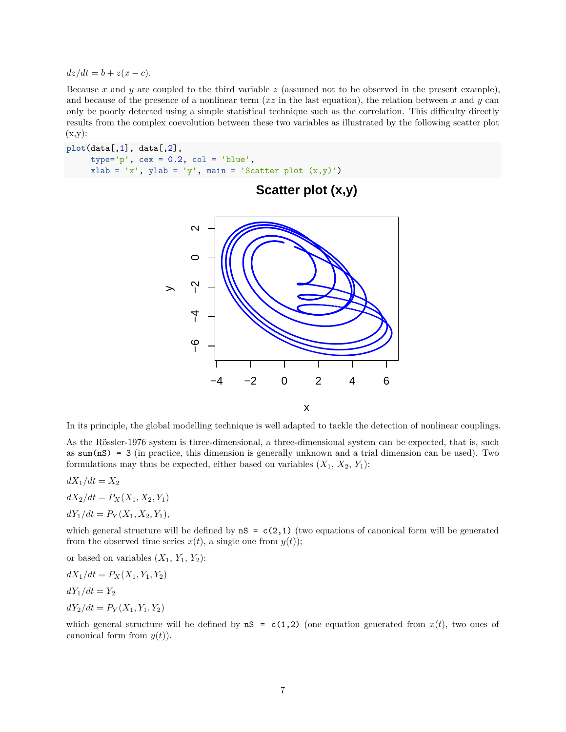$dz/dt = b + z(x - c)$.

Because $x$ and $y$ are coupled to the third variable $z$ (assumed not to be observed in the present example), and because of the presence of a nonlinear term ($xz$ in the last equation), the relation between $x$ and $y$ can only be poorly detected using a simple statistical technique such as the correlation. This difficulty directly results from the complex coevolution between these two variables as illustrated by the following scatter plot (x,y):

```
plot(data[,1], data[,2],
     type='p', cex = 0.2, col = 'blue',
     xlab = 'x', ylab = 'y', main = 'Scatter plot (x,y)')
```

Scatter plot (x,y)

y

2
0
−2
−4
−6

−4 −2 0 2 4 6

x

In its principle, the global modelling technique is well adapted to tackle the detection of nonlinear couplings.

As the Rössler-1976 system is three-dimensional, a three-dimensional system can be expected, that is, such as `sum(nS) = 3` (in practice, this dimension is generally unknown and a trial dimension can be used). Two formulations may thus be expected, either based on variables ($X_1$, $X_2$, $Y_1$):

$dX_1/dt = X_2$

$dX_2/dt = P_X(X_1, X_2, Y_1)$

$dY_1/dt = P_Y(X_1, X_2, Y_1)$,

which general structure will be defined by `nS = c(2,1)` (two equations of canonical form will be generated from the observed time series $x(t)$, a single one from $y(t)$);

or based on variables ($X_1$, $Y_1$, $Y_2$):

$dX_1/dt = P_X(X_1, Y_1, Y_2)$

$dY_1/dt = Y_2$

$dY_2/dt = P_Y(X_1, Y_1, Y_2)$

which general structure will be defined by `nS = c(1,2)` (one equation generated from $x(t)$, two ones of canonical form from $y(t)$).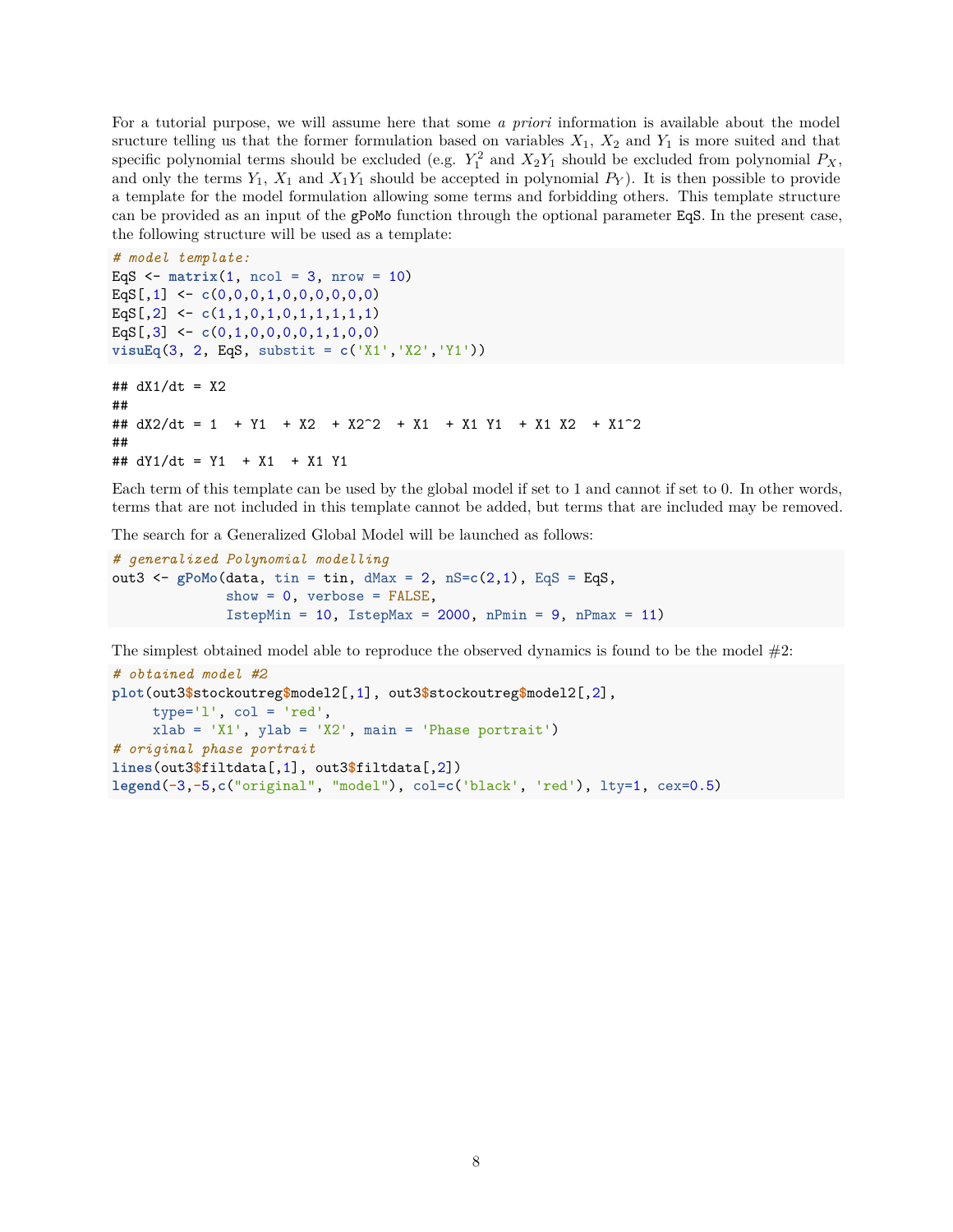For a tutorial purpose, we will assume here that some *a priori* information is available about the model sructure telling us that the former formulation based on variables $X_1$, $X_2$ and $Y_1$ is more suited and that specific polynomial terms should be excluded (e.g. $Y_1^2$ and $X_2 Y_1$ should be excluded from polynomial $P_X$, and only the terms $Y_1$, $X_1$ and $X_1 Y_1$ should be accepted in polynomial $P_Y$). It is then possible to provide a template for the model formulation allowing some terms and forbidding others. This template structure can be provided as an input of the `gPoMo` function through the optional parameter `EqS`. In the present case, the following structure will be used as a template:

```
# model template:
EqS <- matrix(1, ncol = 3, nrow = 10)
EqS[,1] <- c(0,0,0,1,0,0,0,0,0,0)
EqS[,2] <- c(1,1,0,1,0,1,1,1,1,1)
EqS[,3] <- c(0,1,0,0,0,0,1,1,0,0)
visuEq(3, 2, EqS, substit = c('X1','X2','Y1'))
```

```
## dX1/dt = X2
##
## dX2/dt = 1  + Y1  + X2  + X2^2  + X1  + X1 Y1  + X1 X2  + X1^2
##
## dY1/dt = Y1  + X1  + X1 Y1
```

Each term of this template can be used by the global model if set to 1 and cannot if set to 0. In other words, terms that are not included in this template cannot be added, but terms that are included may be removed.

The search for a Generalized Global Model will be launched as follows:

```
# generalized Polynomial modelling
out3 <- gPoMo(data, tin = tin, dMax = 2, nS=c(2,1), EqS = EqS,
              show = 0, verbose = FALSE,
              IstepMin = 10, IstepMax = 2000, nPmin = 9, nPmax = 11)
```

The simplest obtained model able to reproduce the observed dynamics is found to be the model #2:

```
# obtained model #2
plot(out3$stockoutreg$model2[,1], out3$stockoutreg$model2[,2],
     type='l', col = 'red',
     xlab = 'X1', ylab = 'X2', main = 'Phase portrait')
# original phase portrait
lines(out3$filtdata[,1], out3$filtdata[,2])
legend(-3,-5,c("original", "model"), col=c('black', 'red'), lty=1, cex=0.5)
```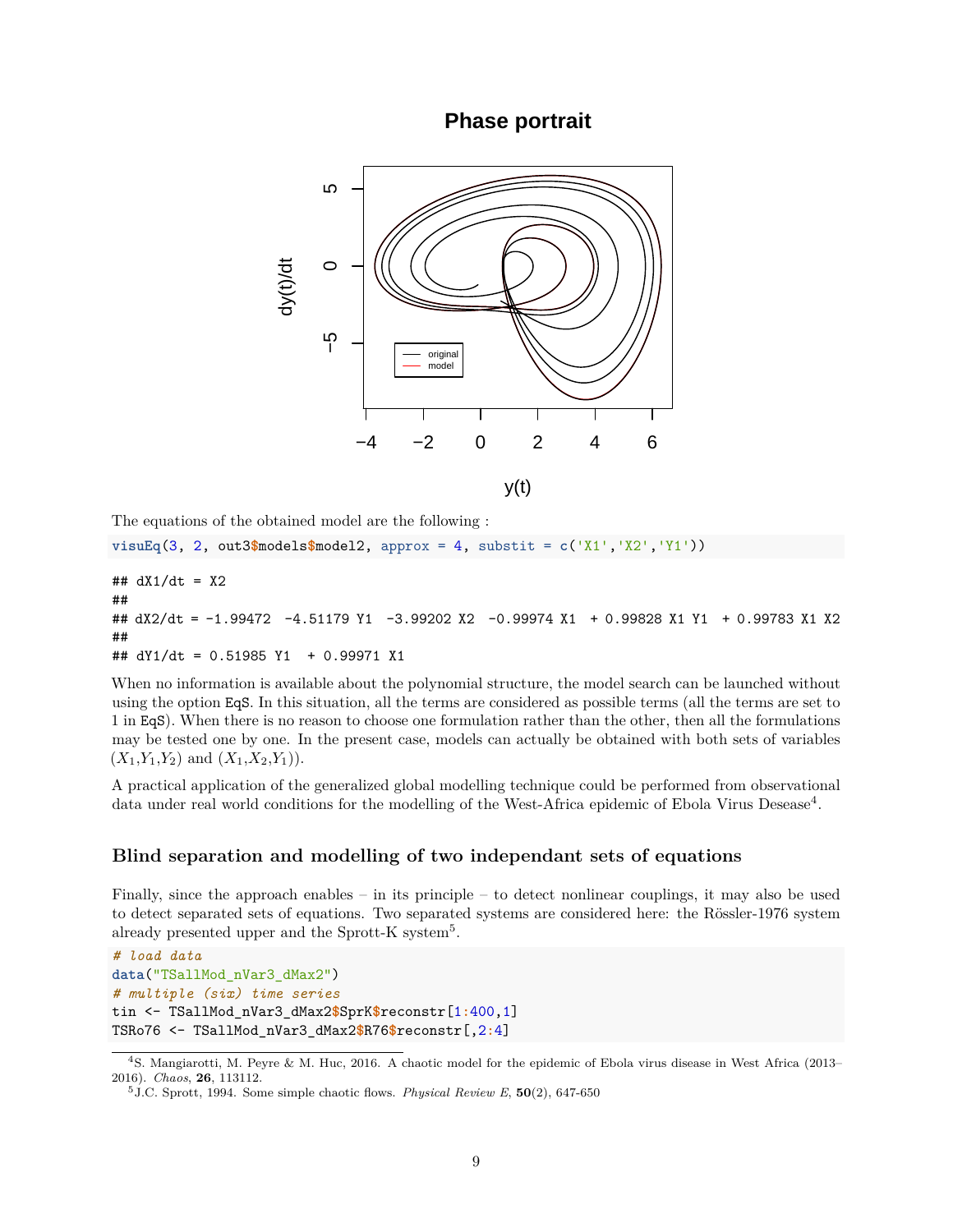Phase portrait

dy(t)/dt

y(t)

5
0
−5

−4 −2 0 2 4 6

original
model

The equations of the obtained model are the following :

```
visuEq(3, 2, out3$models$model2, approx = 4, substit = c('X1','X2','Y1'))
```

```
## dX1/dt = X2
##
## dX2/dt = -1.99472  -4.51179 Y1  -3.99202 X2  -0.99974 X1  + 0.99828 X1 Y1  + 0.99783 X1 X2
##
## dY1/dt = 0.51985 Y1  + 0.99971 X1
```

When no information is available about the polynomial structure, the model search can be launched without using the option `EqS`. In this situation, all the terms are considered as possible terms (all the terms are set to 1 in `EqS`). When there is no reason to choose one formulation rather than the other, then all the formulations may be tested one by one. In the present case, models can actually be obtained with both sets of variables ($X_1$,$Y_1$,$Y_2$) and ($X_1$,$X_2$,$Y_1$)).

A practical application of the generalized global modelling technique could be performed from observational data under real world conditions for the modelling of the West-Africa epidemic of Ebola Virus Desease[4].

### Blind separation and modelling of two independant sets of equations

Finally, since the approach enables – in its principle – to detect nonlinear couplings, it may also be used to detect separated sets of equations. Two separated systems are considered here: the Rössler-1976 system already presented upper and the Sprott-K system[5].

```
# load data
data("TSallMod_nVar3_dMax2")
# multiple (six) time series
tin <- TSallMod_nVar3_dMax2$SprK$reconstr[1:400,1]
TSRo76 <- TSallMod_nVar3_dMax2$R76$reconstr[,2:4]
```

[4] S. Mangiarotti, M. Peyre & M. Huc, 2016. A chaotic model for the epidemic of Ebola virus disease in West Africa (2013–2016). *Chaos*, **26**, 113112.

[5] J.C. Sprott, 1994. Some simple chaotic flows. *Physical Review E*, **50**(2), 647-650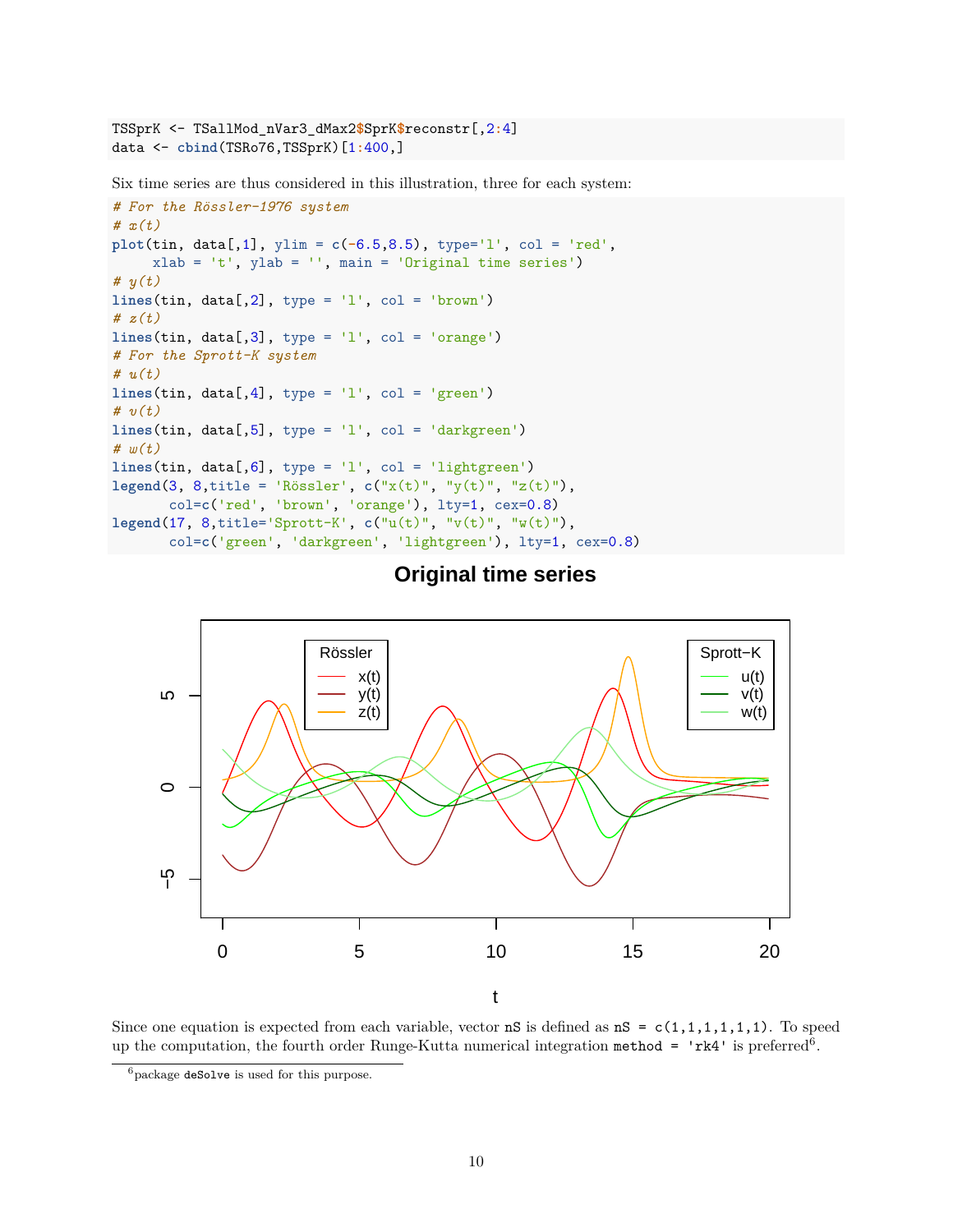```
TSSprK <- TSallMod_nVar3_dMax2$SprK$reconstr[,2:4]
data <- cbind(TSRo76,TSSprK)[1:400,]
```

Six time series are thus considered in this illustration, three for each system:

```
# For the Rössler-1976 system
# x(t)
plot(tin, data[,1], ylim = c(-6.5,8.5), type='l', col = 'red',
     xlab = 't', ylab = '', main = 'Original time series')
# y(t)
lines(tin, data[,2], type = 'l', col = 'brown')
# z(t)
lines(tin, data[,3], type = 'l', col = 'orange')
# For the Sprott-K system
# u(t)
lines(tin, data[,4], type = 'l', col = 'green')
# v(t)
lines(tin, data[,5], type = 'l', col = 'darkgreen')
# w(t)
lines(tin, data[,6], type = 'l', col = 'lightgreen')
legend(3, 8,title = 'Rössler', c("x(t)", "y(t)", "z(t)"),
       col=c('red', 'brown', 'orange'), lty=1, cex=0.8)
legend(17, 8,title='Sprott-K', c("u(t)", "v(t)", "w(t)"),
       col=c('green', 'darkgreen', 'lightgreen'), lty=1, cex=0.8)
```

**Original time series**

Rössler
x(t)
y(t)
z(t)

Sprott−K
u(t)
v(t)
w(t)

5
0
−5

0
5
10
15
20

t

Since one equation is expected from each variable, vector `nS` is defined as `nS = c(1,1,1,1,1,1)`. To speed up the computation, the fourth order Runge-Kutta numerical integration `method = 'rk4'` is preferred[6].

[6] package `deSolve` is used for this purpose.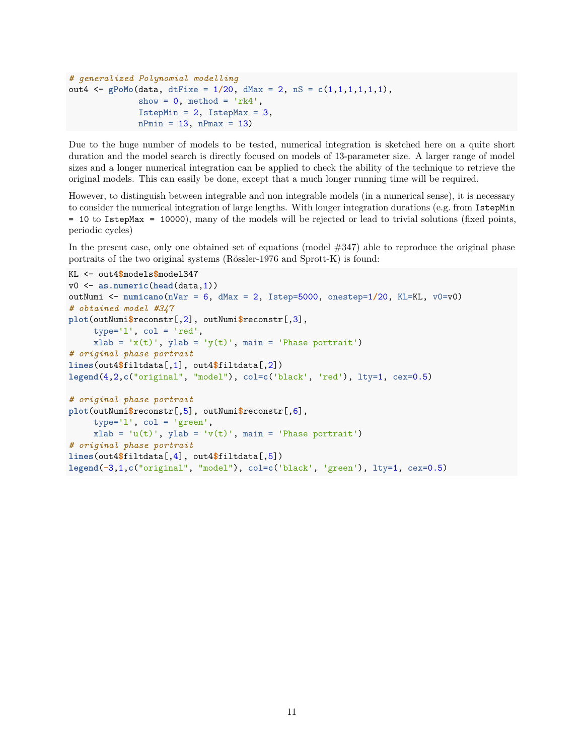```r
# generalized Polynomial modelling
out4 <- gPoMo(data, dtFixe = 1/20, dMax = 2, nS = c(1,1,1,1,1,1),
              show = 0, method = 'rk4',
              IstepMin = 2, IstepMax = 3,
              nPmin = 13, nPmax = 13)
```

Due to the huge number of models to be tested, numerical integration is sketched here on a quite short duration and the model search is directly focused on models of 13-parameter size. A larger range of model sizes and a longer numerical integration can be applied to check the ability of the technique to retrieve the original models. This can easily be done, except that a much longer running time will be required.

However, to distinguish between integrable and non integrable models (in a numerical sense), it is necessary to consider the numerical integration of large lengths. With longer integration durations (e.g. from `IstepMin = 10` to `IstepMax = 10000`), many of the models will be rejected or lead to trivial solutions (fixed points, periodic cycles)

In the present case, only one obtained set of equations (model #347) able to reproduce the original phase portraits of the two original systems (Rössler-1976 and Sprott-K) is found:

```r
KL <- out4$models$model347
v0 <- as.numeric(head(data,1))
outNumi <- numicano(nVar = 6, dMax = 2, Istep=5000, onestep=1/20, KL=KL, v0=v0)
# obtained model #347
plot(outNumi$reconstr[,2], outNumi$reconstr[,3],
     type='l', col = 'red',
     xlab = 'x(t)', ylab = 'y(t)', main = 'Phase portrait')
# original phase portrait
lines(out4$filtdata[,1], out4$filtdata[,2])
legend(4,2,c("original", "model"), col=c('black', 'red'), lty=1, cex=0.5)

# original phase portrait
plot(outNumi$reconstr[,5], outNumi$reconstr[,6],
     type='l', col = 'green',
     xlab = 'u(t)', ylab = 'v(t)', main = 'Phase portrait')
# original phase portrait
lines(out4$filtdata[,4], out4$filtdata[,5])
legend(-3,1,c("original", "model"), col=c('black', 'green'), lty=1, cex=0.5)
```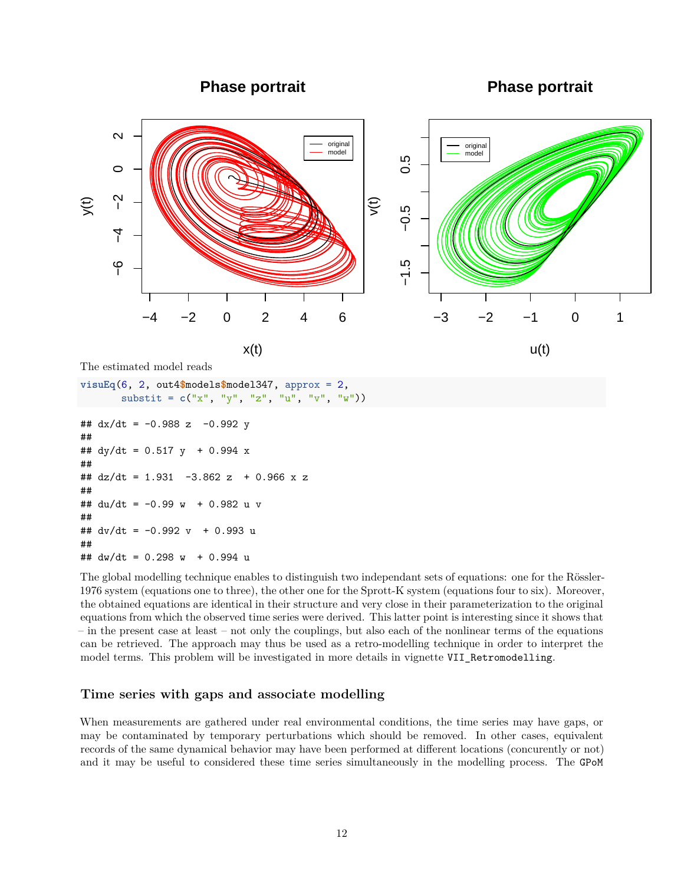Phase portrait

original
model

y(t)

2
0
−2
−4
−6

−4 −2 0 2 4 6

x(t)

Phase portrait

original
model

v(t)

0.5
−0.5
−1.5

−3 −2 −1 0 1

u(t)

The estimated model reads

```
visuEq(6, 2, out4$models$model347, approx = 2,
       substit = c("x", "y", "z", "u", "v", "w"))
```

```
## dx/dt = -0.988 z  -0.992 y
##
## dy/dt = 0.517 y  + 0.994 x
##
## dz/dt = 1.931  -3.862 z  + 0.966 x z
##
## du/dt = -0.99 w  + 0.982 u v
##
## dv/dt = -0.992 v  + 0.993 u
##
## dw/dt = 0.298 w  + 0.994 u
```

The global modelling technique enables to distinguish two independant sets of equations: one for the Rössler-1976 system (equations one to three), the other one for the Sprott-K system (equations four to six). Moreover, the obtained equations are identical in their structure and very close in their parameterization to the original equations from which the observed time series were derived. This latter point is interesting since it shows that – in the present case at least – not only the couplings, but also each of the nonlinear terms of the equations can be retrieved. The approach may thus be used as a retro-modelling technique in order to interpret the model terms. This problem will be investigated in more details in vignette `VII_Retromodelling`.

### Time series with gaps and associate modelling

When measurements are gathered under real environmental conditions, the time series may have gaps, or may be contaminated by temporary perturbations which should be removed. In other cases, equivalent records of the same dynamical behavior may have been performed at different locations (concurently or not) and it may be useful to considered these time series simultaneously in the modelling process. The `GPoM`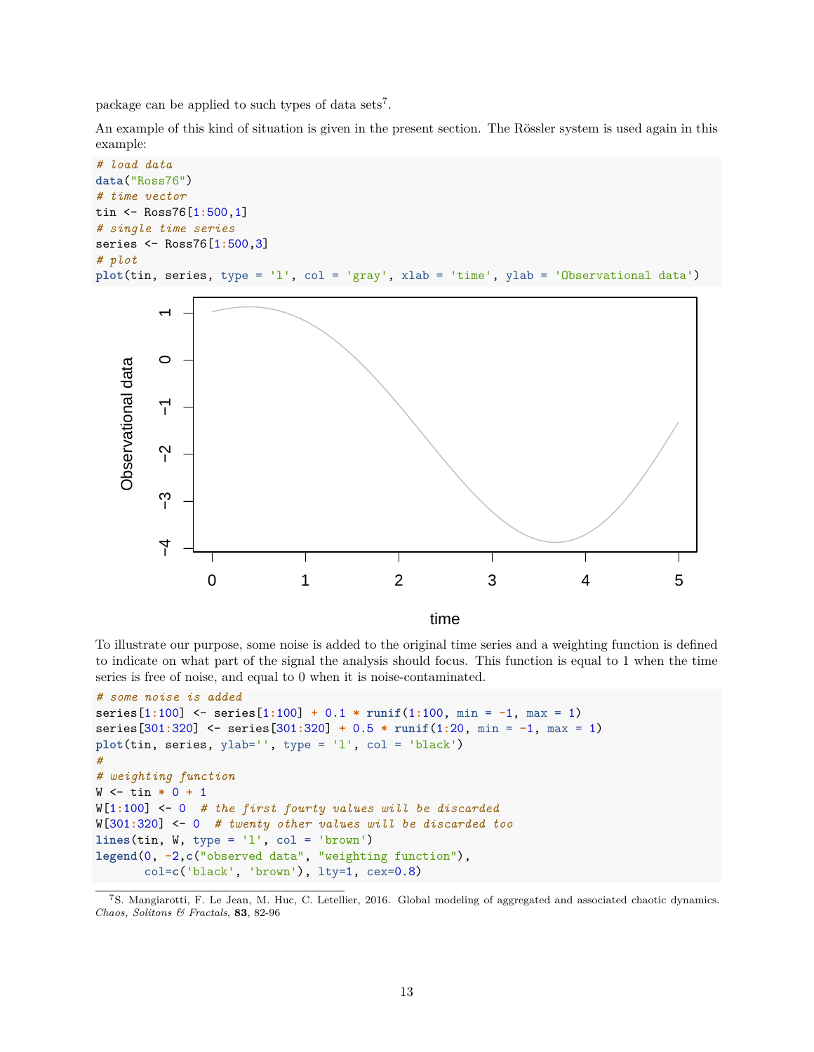package can be applied to such types of data sets[7].

An example of this kind of situation is given in the present section. The Rössler system is used again in this example:

```
# load data
data("Ross76")
# time vector
tin <- Ross76[1:500,1]
# single time series
series <- Ross76[1:500,3]
# plot
plot(tin, series, type = 'l', col = 'gray', xlab = 'time', ylab = 'Observational data')
```

Observational data
1
0
−1
−2
−3
−4
0
1
2
3
4
5
time

To illustrate our purpose, some noise is added to the original time series and a weighting function is defined to indicate on what part of the signal the analysis should focus. This function is equal to 1 when the time series is free of noise, and equal to 0 when it is noise-contaminated.

```
# some noise is added
series[1:100] <- series[1:100] + 0.1 * runif(1:100, min = -1, max = 1)
series[301:320] <- series[301:320] + 0.5 * runif(1:20, min = -1, max = 1)
plot(tin, series, ylab='', type = 'l', col = 'black')
#
# weighting function
W <- tin * 0 + 1
W[1:100] <- 0  # the first fourty values will be discarded
W[301:320] <- 0  # twenty other values will be discarded too
lines(tin, W, type = 'l', col = 'brown')
legend(0, -2,c("observed data", "weighting function"),
       col=c('black', 'brown'), lty=1, cex=0.8)
```

[7] S. Mangiarotti, F. Le Jean, M. Huc, C. Letellier, 2016. Global modeling of aggregated and associated chaotic dynamics. *Chaos, Solitons & Fractals*, **83**, 82-96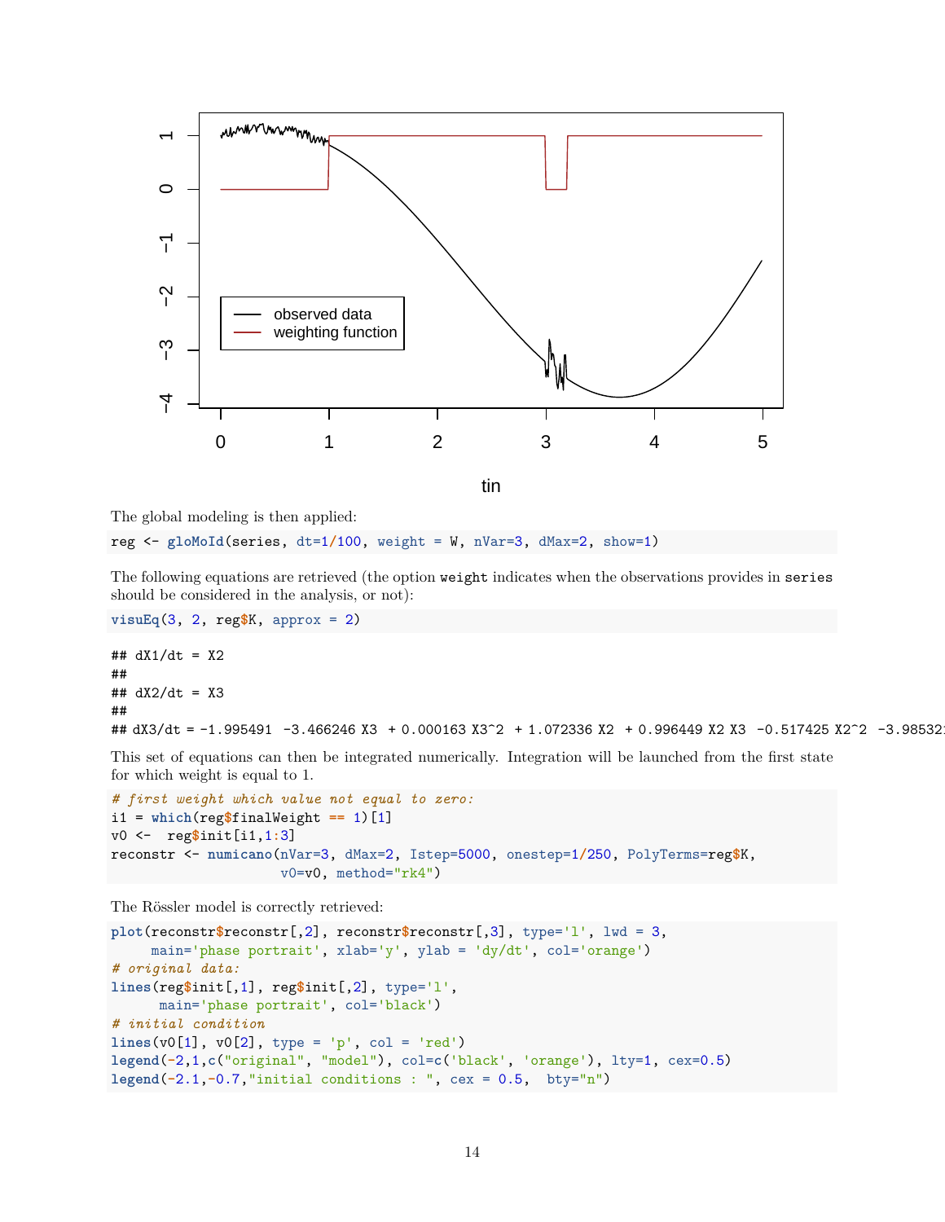1
0
−1
−2
−3
−4

0 1 2 3 4 5

tin

observed data
weighting function

The global modeling is then applied:

```
reg <- gloMoId(series, dt=1/100, weight = W, nVar=3, dMax=2, show=1)
```

The following equations are retrieved (the option `weight` indicates when the observations provides in `series` should be considered in the analysis, or not):

```
visuEq(3, 2, reg$K, approx = 2)
```

```
## dX1/dt = X2
##
## dX2/dt = X3
##
## dX3/dt = -1.995491  -3.466246 X3  + 0.000163 X3^2  + 1.072336 X2  + 0.996449 X2 X3  -0.517425 X2^2  -3.98532
```

This set of equations can then be integrated numerically. Integration will be launched from the first state for which weight is equal to 1.

```
# first weight which value not equal to zero:
i1 = which(reg$finalWeight == 1)[1]
v0 <-  reg$init[i1,1:3]
reconstr <- numicano(nVar=3, dMax=2, Istep=5000, onestep=1/250, PolyTerms=reg$K,
                     v0=v0, method="rk4")
```

The Rössler model is correctly retrieved:

```
plot(reconstr$reconstr[,2], reconstr$reconstr[,3], type='l', lwd = 3,
     main='phase portrait', xlab='y', ylab = 'dy/dt', col='orange')
# original data:
lines(reg$init[,1], reg$init[,2], type='l',
      main='phase portrait', col='black')
# initial condition
lines(v0[1], v0[2], type = 'p', col = 'red')
legend(-2,1,c("original", "model"), col=c('black', 'orange'), lty=1, cex=0.5)
legend(-2.1,-0.7,"initial conditions : ", cex = 0.5,  bty="n")
```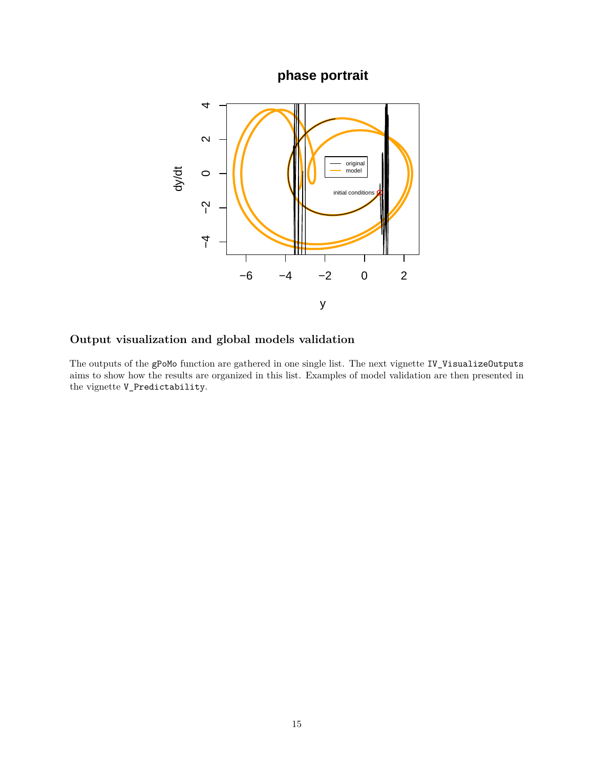phase portrait

original
model

initial conditions

dy/dt

y

4
2
0
−2
−4

−6
−4
−2
0
2

### Output visualization and global models validation

The outputs of the `gPoMo` function are gathered in one single list. The next vignette `IV_VisualizeOutputs` aims to show how the results are organized in this list. Examples of model validation are then presented in the vignette `V_Predictability`.